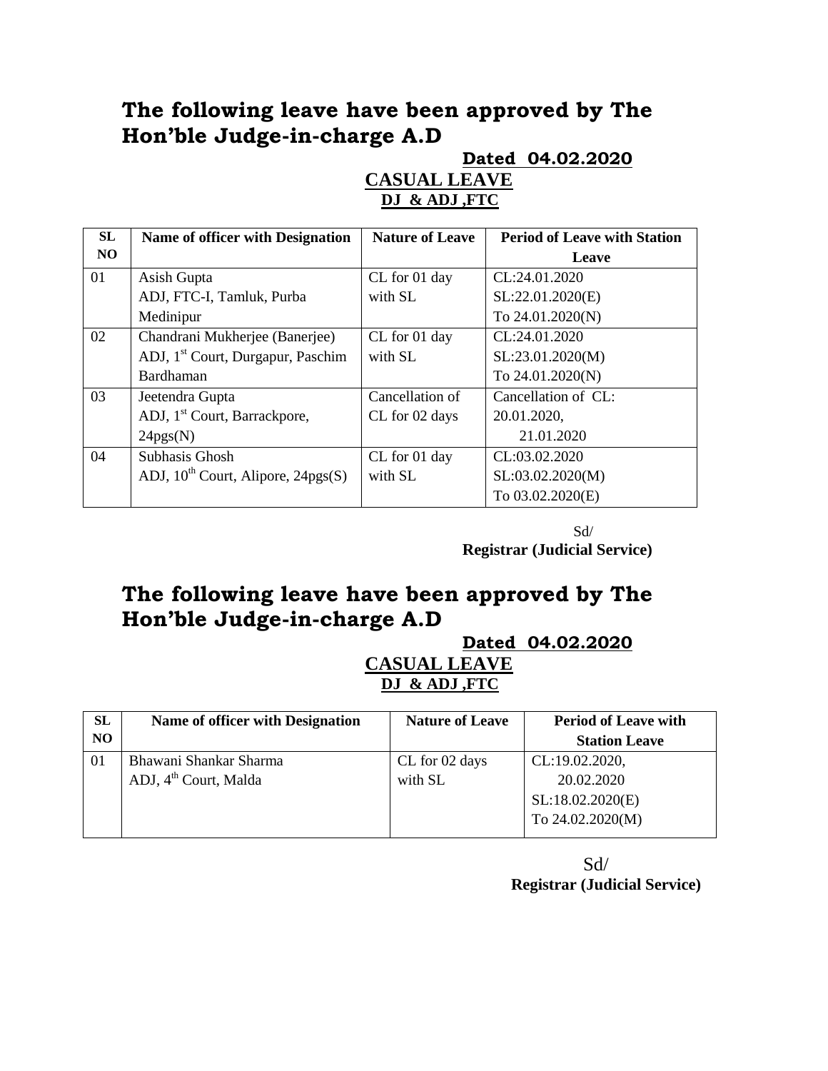## The following leave have been approved by The Hon'ble Judge-in-charge A.D

**Dated 04.02.2020**

**CASUAL LEAVE**

**DJ & ADJ ,FTC**

| SL NO | Name of officer with Designation | Nature of Leave | Period of Leave with Station Leave |
|---|---|---|---|
| 01 | Asish Gupta<br>ADJ, FTC-I, Tamluk, Purba Medinipur | CL for 01 day with SL | CL:24.01.2020<br>SL:22.01.2020(E)<br>To 24.01.2020(N) |
| 02 | Chandrani Mukherjee (Banerjee)<br>ADJ, 1st Court, Durgapur, Paschim Bardhaman | CL for 01 day with SL | CL:24.01.2020<br>SL:23.01.2020(M)<br>To 24.01.2020(N) |
| 03 | Jeetendra Gupta<br>ADJ, 1st Court, Barrackpore, 24pgs(N) | Cancellation of CL for 02 days | Cancellation of CL:<br>20.01.2020,<br>21.01.2020 |
| 04 | Subhasis Ghosh<br>ADJ, 10th Court, Alipore, 24pgs(S) | CL for 01 day with SL | CL:03.02.2020<br>SL:03.02.2020(M)<br>To 03.02.2020(E) |

Sd/

**Registrar (Judicial Service)**

## The following leave have been approved by The Hon'ble Judge-in-charge A.D

**Dated 04.02.2020**

**CASUAL LEAVE**

**DJ & ADJ ,FTC**

| SL NO | Name of officer with Designation | Nature of Leave | Period of Leave with Station Leave |
|---|---|---|---|
| 01 | Bhawani Shankar Sharma<br>ADJ, 4th Court, Malda | CL for 02 days with SL | CL:19.02.2020,<br>20.02.2020<br>SL:18.02.2020(E)<br>To 24.02.2020(M) |

Sd/

**Registrar (Judicial Service)**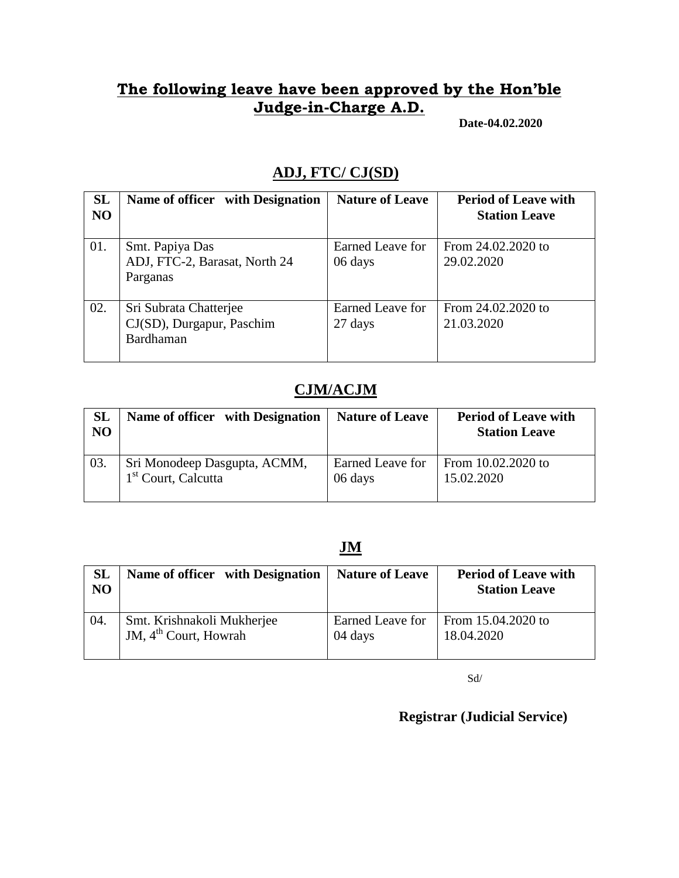## The following leave have been approved by the Hon'ble Judge-in-Charge A.D.

**Date-04.02.2020**

### ADJ, FTC/ CJ(SD)

| SL NO | Name of officer with Designation | Nature of Leave | Period of Leave with Station Leave |
|---|---|---|---|
| 01. | Smt. Papiya Das ADJ, FTC-2, Barasat, North 24 Parganas | Earned Leave for 06 days | From 24.02.2020 to 29.02.2020 |
| 02. | Sri Subrata Chatterjee CJ(SD), Durgapur, Paschim Bardhaman | Earned Leave for 27 days | From 24.02.2020 to 21.03.2020 |

### CJM/ACJM

| SL NO | Name of officer with Designation | Nature of Leave | Period of Leave with Station Leave |
|---|---|---|---|
| 03. | Sri Monodeep Dasgupta, ACMM, 1st Court, Calcutta | Earned Leave for 06 days | From 10.02.2020 to 15.02.2020 |

### JM

| SL NO | Name of officer with Designation | Nature of Leave | Period of Leave with Station Leave |
|---|---|---|---|
| 04. | Smt. Krishnakoli Mukherjee JM, 4th Court, Howrah | Earned Leave for 04 days | From 15.04.2020 to 18.04.2020 |

Sd/

**Registrar (Judicial Service)**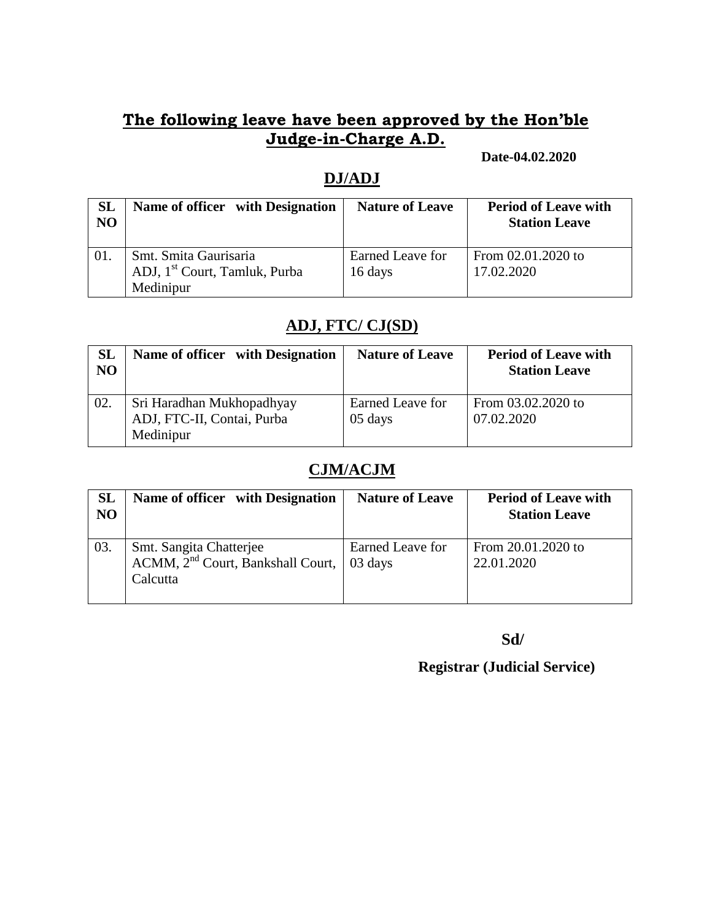## The following leave have been approved by the Hon'ble Judge-in-Charge A.D.

**Date-04.02.2020**

### DJ/ADJ

| SL NO | Name of officer with Designation | Nature of Leave | Period of Leave with Station Leave |
|---|---|---|---|
| 01. | Smt. Smita Gaurisaria ADJ, 1st Court, Tamluk, Purba Medinipur | Earned Leave for 16 days | From 02.01.2020 to 17.02.2020 |

### ADJ, FTC/ CJ(SD)

| SL NO | Name of officer with Designation | Nature of Leave | Period of Leave with Station Leave |
|---|---|---|---|
| 02. | Sri Haradhan Mukhopadhyay ADJ, FTC-II, Contai, Purba Medinipur | Earned Leave for 05 days | From 03.02.2020 to 07.02.2020 |

### CJM/ACJM

| SL NO | Name of officer with Designation | Nature of Leave | Period of Leave with Station Leave |
|---|---|---|---|
| 03. | Smt. Sangita Chatterjee ACMM, 2nd Court, Bankshall Court, Calcutta | Earned Leave for 03 days | From 20.01.2020 to 22.01.2020 |

**Sd/**

**Registrar (Judicial Service)**